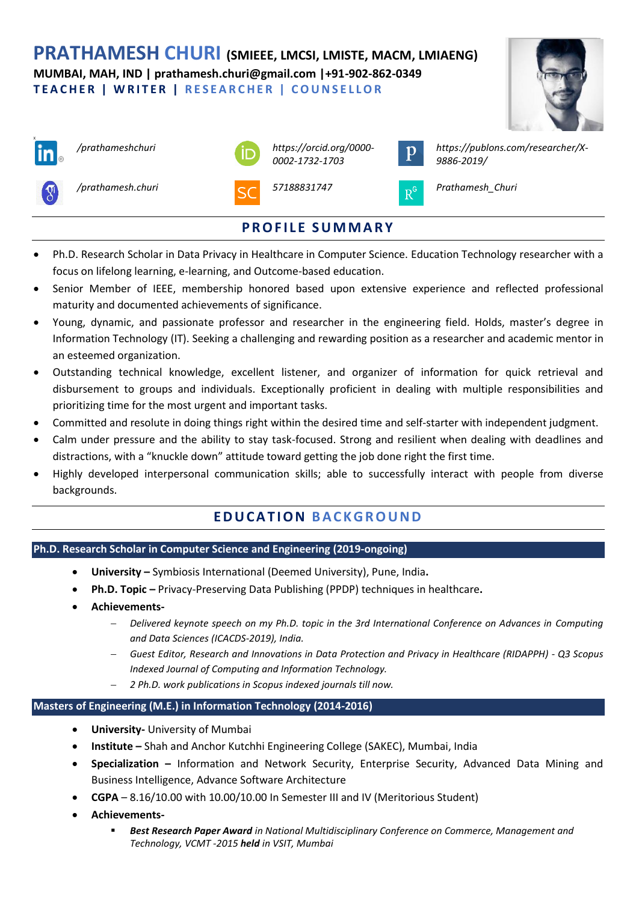# PRATHAMESH CHURI (SMIEEE, LMCSI, LMISTE, MACM, LMIAENG)

**MUMBAI, MAH, IND | prathamesh.churi@gmail.com |+91-902-862-0349**

**TEACHER | WRITER | RESEARCHER | COUNSELLOR**

| | | |
|---|---|---|
| */prathameshchuri* | *https://orcid.org/0000-0002-1732-1703* | *https://publons.com/researcher/X-9886-2019/* |
| */prathamesh.churi* | *57188831747* | *Prathamesh_Churi* |

## PROFILE SUMMARY

- Ph.D. Research Scholar in Data Privacy in Healthcare in Computer Science. Education Technology researcher with a focus on lifelong learning, e-learning, and Outcome-based education.
- Senior Member of IEEE, membership honored based upon extensive experience and reflected professional maturity and documented achievements of significance.
- Young, dynamic, and passionate professor and researcher in the engineering field. Holds, master's degree in Information Technology (IT). Seeking a challenging and rewarding position as a researcher and academic mentor in an esteemed organization.
- Outstanding technical knowledge, excellent listener, and organizer of information for quick retrieval and disbursement to groups and individuals. Exceptionally proficient in dealing with multiple responsibilities and prioritizing time for the most urgent and important tasks.
- Committed and resolute in doing things right within the desired time and self-starter with independent judgment.
- Calm under pressure and the ability to stay task-focused. Strong and resilient when dealing with deadlines and distractions, with a "knuckle down" attitude toward getting the job done right the first time.
- Highly developed interpersonal communication skills; able to successfully interact with people from diverse backgrounds.

## EDUCATION BACKGROUND

### Ph.D. Research Scholar in Computer Science and Engineering (2019-ongoing)

- **University –** Symbiosis International (Deemed University), Pune, India**.**
- **Ph.D. Topic –** Privacy-Preserving Data Publishing (PPDP) techniques in healthcare**.**
- **Achievements-**
  - *Delivered keynote speech on my Ph.D. topic in the 3rd International Conference on Advances in Computing and Data Sciences (ICACDS-2019), India.*
  - *Guest Editor, Research and Innovations in Data Protection and Privacy in Healthcare (RIDAPPH) - Q3 Scopus Indexed Journal of Computing and Information Technology.*
  - *2 Ph.D. work publications in Scopus indexed journals till now.*

### Masters of Engineering (M.E.) in Information Technology (2014-2016)

- **University-** University of Mumbai
- **Institute –** Shah and Anchor Kutchhi Engineering College (SAKEC), Mumbai, India
- **Specialization –** Information and Network Security, Enterprise Security, Advanced Data Mining and Business Intelligence, Advance Software Architecture
- **CGPA** – 8.16/10.00 with 10.00/10.00 In Semester III and IV (Meritorious Student)
- **Achievements-**
  - ***Best Research Paper Award** in National Multidisciplinary Conference on Commerce, Management and Technology, VCMT -2015 **held** in VSIT, Mumbai*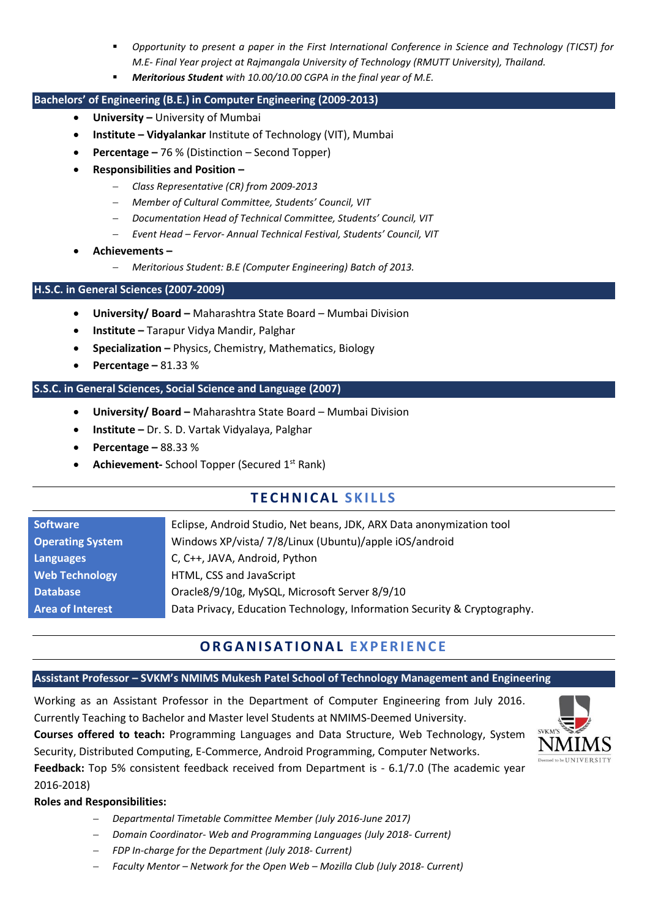- *Opportunity to present a paper in the First International Conference in Science and Technology (TICST) for M.E- Final Year project at Rajmangala University of Technology (RMUTT University), Thailand.*
- ***Meritorious Student** with 10.00/10.00 CGPA in the final year of M.E.*

### Bachelors' of Engineering (B.E.) in Computer Engineering (2009-2013)

- **University –** University of Mumbai
- **Institute – Vidyalankar** Institute of Technology (VIT), Mumbai
- **Percentage –** 76 % (Distinction – Second Topper)
- **Responsibilities and Position –**
  - *Class Representative (CR) from 2009-2013*
  - *Member of Cultural Committee, Students' Council, VIT*
  - *Documentation Head of Technical Committee, Students' Council, VIT*
  - *Event Head – Fervor- Annual Technical Festival, Students' Council, VIT*
- **Achievements –**
  - *Meritorious Student: B.E (Computer Engineering) Batch of 2013.*

### H.S.C. in General Sciences (2007-2009)

- **University/ Board –** Maharashtra State Board – Mumbai Division
- **Institute –** Tarapur Vidya Mandir, Palghar
- **Specialization –** Physics, Chemistry, Mathematics, Biology
- **Percentage –** 81.33 %

### S.S.C. in General Sciences, Social Science and Language (2007)

- **University/ Board –** Maharashtra State Board – Mumbai Division
- **Institute –** Dr. S. D. Vartak Vidyalaya, Palghar
- **Percentage –** 88.33 %
- **Achievement-** School Topper (Secured 1st Rank)

## TECHNICAL SKILLS

| | |
|---|---|
| **Software** | Eclipse, Android Studio, Net beans, JDK, ARX Data anonymization tool |
| **Operating System** | Windows XP/vista/ 7/8/Linux (Ubuntu)/apple iOS/android |
| **Languages** | C, C++, JAVA, Android, Python |
| **Web Technology** | HTML, CSS and JavaScript |
| **Database** | Oracle8/9/10g, MySQL, Microsoft Server 8/9/10 |
| **Area of Interest** | Data Privacy, Education Technology, Information Security & Cryptography. |

## ORGANISATIONAL EXPERIENCE

### Assistant Professor – SVKM's NMIMS Mukesh Patel School of Technology Management and Engineering

Working as an Assistant Professor in the Department of Computer Engineering from July 2016. Currently Teaching to Bachelor and Master level Students at NMIMS-Deemed University.

**Courses offered to teach:** Programming Languages and Data Structure, Web Technology, System Security, Distributed Computing, E-Commerce, Android Programming, Computer Networks.

**Feedback:** Top 5% consistent feedback received from Department is - 6.1/7.0 (The academic year 2016-2018)

**Roles and Responsibilities:**

- *Departmental Timetable Committee Member (July 2016-June 2017)*
- *Domain Coordinator- Web and Programming Languages (July 2018- Current)*
- *FDP In-charge for the Department (July 2018- Current)*
- *Faculty Mentor – Network for the Open Web – Mozilla Club (July 2018- Current)*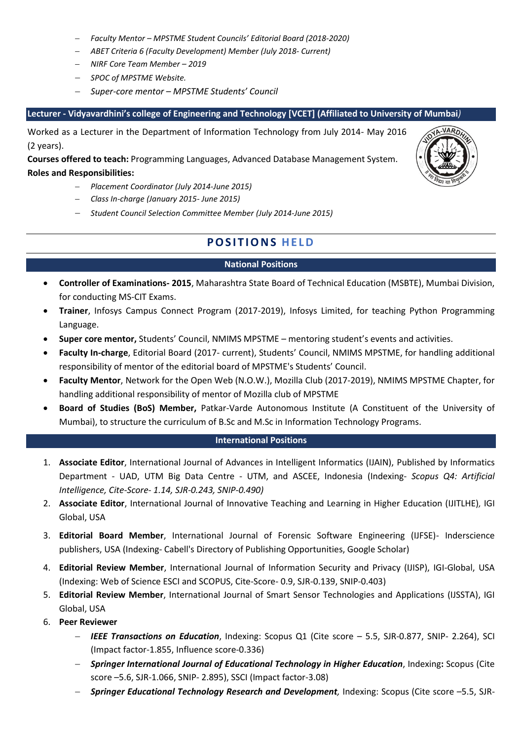- *Faculty Mentor – MPSTME Student Councils' Editorial Board (2018-2020)*
- *ABET Criteria 6 (Faculty Development) Member (July 2018- Current)*
- *NIRF Core Team Member – 2019*
- *SPOC of MPSTME Website.*
- *Super-core mentor – MPSTME Students' Council*

### Lecturer - Vidyavardhini's college of Engineering and Technology [VCET] (Affiliated to University of Mumbai)

Worked as a Lecturer in the Department of Information Technology from July 2014- May 2016 (2 years).

**Courses offered to teach:** Programming Languages, Advanced Database Management System.

**Roles and Responsibilities:**

- *Placement Coordinator (July 2014-June 2015)*
- *Class In-charge (January 2015- June 2015)*
- *Student Council Selection Committee Member (July 2014-June 2015)*

## POSITIONS HELD

### National Positions

- **Controller of Examinations- 2015**, Maharashtra State Board of Technical Education (MSBTE), Mumbai Division, for conducting MS-CIT Exams.
- **Trainer**, Infosys Campus Connect Program (2017-2019), Infosys Limited, for teaching Python Programming Language.
- **Super core mentor,** Students' Council, NMIMS MPSTME – mentoring student's events and activities.
- **Faculty In-charge**, Editorial Board (2017- current), Students' Council, NMIMS MPSTME, for handling additional responsibility of mentor of the editorial board of MPSTME's Students' Council.
- **Faculty Mentor**, Network for the Open Web (N.O.W.), Mozilla Club (2017-2019), NMIMS MPSTME Chapter, for handling additional responsibility of mentor of Mozilla club of MPSTME
- **Board of Studies (BoS) Member,** Patkar-Varde Autonomous Institute (A Constituent of the University of Mumbai), to structure the curriculum of B.Sc and M.Sc in Information Technology Programs.

### International Positions

1. **Associate Editor**, International Journal of Advances in Intelligent Informatics (IJAIN), Published by Informatics Department - UAD, UTM Big Data Centre - UTM, and ASCEE, Indonesia (Indexing- *Scopus Q4: Artificial Intelligence, Cite-Score- 1.14, SJR-0.243, SNIP-0.490)*
2. **Associate Editor**, International Journal of Innovative Teaching and Learning in Higher Education (IJITLHE), IGI Global, USA
3. **Editorial Board Member**, International Journal of Forensic Software Engineering (IJFSE)- Inderscience publishers, USA (Indexing- Cabell's Directory of Publishing Opportunities, Google Scholar)
4. **Editorial Review Member**, International Journal of Information Security and Privacy (IJISP), IGI-Global, USA (Indexing: Web of Science ESCI and SCOPUS, Cite-Score- 0.9, SJR-0.139, SNIP-0.403)
5. **Editorial Review Member**, International Journal of Smart Sensor Technologies and Applications (IJSSTA), IGI Global, USA
6. **Peer Reviewer**
   - ***IEEE Transactions on Education***, Indexing: Scopus Q1 (Cite score – 5.5, SJR-0.877, SNIP- 2.264), SCI (Impact factor-1.855, Influence score-0.336)
   - ***Springer International Journal of Educational Technology in Higher Education***, Indexing**:** Scopus (Cite score –5.6, SJR-1.066, SNIP- 2.895), SSCI (Impact factor-3.08)
   - ***Springer Educational Technology Research and Development,*** Indexing: Scopus (Cite score –5.5, SJR-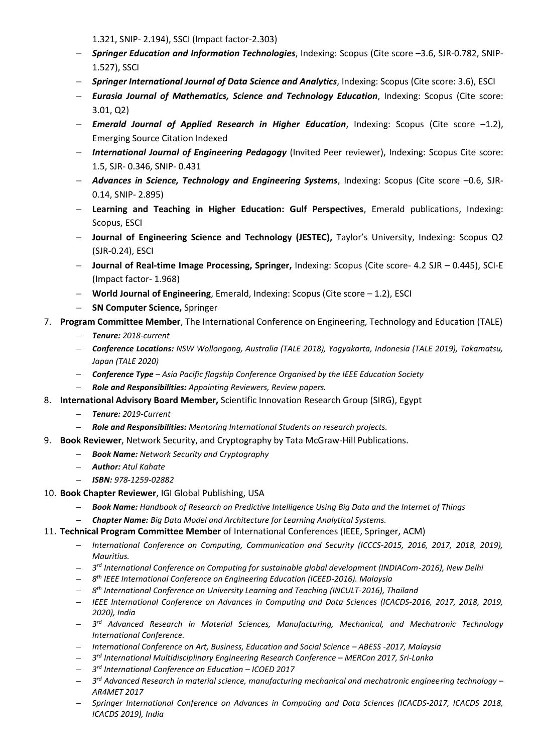1.321, SNIP- 2.194), SSCI (Impact factor-2.303)

- ***Springer Education and Information Technologies***, Indexing: Scopus (Cite score –3.6, SJR-0.782, SNIP- 1.527), SSCI
- ***Springer International Journal of Data Science and Analytics***, Indexing: Scopus (Cite score: 3.6), ESCI
- ***Eurasia Journal of Mathematics, Science and Technology Education***, Indexing: Scopus (Cite score: 3.01, Q2)
- ***Emerald Journal of Applied Research in Higher Education***, Indexing: Scopus (Cite score –1.2), Emerging Source Citation Indexed
- ***International Journal of Engineering Pedagogy*** (Invited Peer reviewer), Indexing: Scopus Cite score: 1.5, SJR- 0.346, SNIP- 0.431
- ***Advances in Science, Technology and Engineering Systems***, Indexing: Scopus (Cite score –0.6, SJR- 0.14, SNIP- 2.895)
- **Learning and Teaching in Higher Education: Gulf Perspectives**, Emerald publications, Indexing: Scopus, ESCI
- **Journal of Engineering Science and Technology (JESTEC),** Taylor's University, Indexing: Scopus Q2 (SJR-0.24), ESCI
- **Journal of Real-time Image Processing, Springer,** Indexing: Scopus (Cite score- 4.2 SJR – 0.445), SCI-E (Impact factor- 1.968)
- **World Journal of Engineering**, Emerald, Indexing: Scopus (Cite score – 1.2), ESCI
- **SN Computer Science,** Springer

7. **Program Committee Member**, The International Conference on Engineering, Technology and Education (TALE)
   - ***Tenure:*** *2018-current*
   - ***Conference Locations:*** *NSW Wollongong, Australia (TALE 2018), Yogyakarta, Indonesia (TALE 2019), Takamatsu, Japan (TALE 2020)*
   - ***Conference Type*** *– Asia Pacific flagship Conference Organised by the IEEE Education Society*
   - ***Role and Responsibilities:*** *Appointing Reviewers, Review papers.*
8. **International Advisory Board Member,** Scientific Innovation Research Group (SIRG), Egypt
   - ***Tenure:*** *2019-Current*
   - ***Role and Responsibilities:*** *Mentoring International Students on research projects.*
9. **Book Reviewer**, Network Security, and Cryptography by Tata McGraw-Hill Publications.
   - ***Book Name:*** *Network Security and Cryptography*
   - ***Author:*** *Atul Kahate*
   - ***ISBN:*** *978-1259-02882*
10. **Book Chapter Reviewer**, IGI Global Publishing, USA
    - ***Book Name:*** *Handbook of Research on Predictive Intelligence Using Big Data and the Internet of Things*
    - ***Chapter Name:*** *Big Data Model and Architecture for Learning Analytical Systems.*
11. **Technical Program Committee Member** of International Conferences (IEEE, Springer, ACM)
    - *International Conference on Computing, Communication and Security (ICCCS-2015, 2016, 2017, 2018, 2019), Mauritius.*
    - *3rd International Conference on Computing for sustainable global development (INDIACom-2016), New Delhi*
    - *8th IEEE International Conference on Engineering Education (ICEED-2016). Malaysia*
    - *8th International Conference on University Learning and Teaching (INCULT-2016), Thailand*
    - *IEEE International Conference on Advances in Computing and Data Sciences (ICACDS-2016, 2017, 2018, 2019, 2020), India*
    - *3rd Advanced Research in Material Sciences, Manufacturing, Mechanical, and Mechatronic Technology International Conference.*
    - *International Conference on Art, Business, Education and Social Science – ABESS -2017, Malaysia*
    - *3rd International Multidisciplinary Engineering Research Conference – MERCon 2017, Sri-Lanka*
    - *3rd International Conference on Education – ICOED 2017*
    - *3rd Advanced Research in material science, manufacturing mechanical and mechatronic engineering technology – AR4MET 2017*
    - *Springer International Conference on Advances in Computing and Data Sciences (ICACDS-2017, ICACDS 2018, ICACDS 2019), India*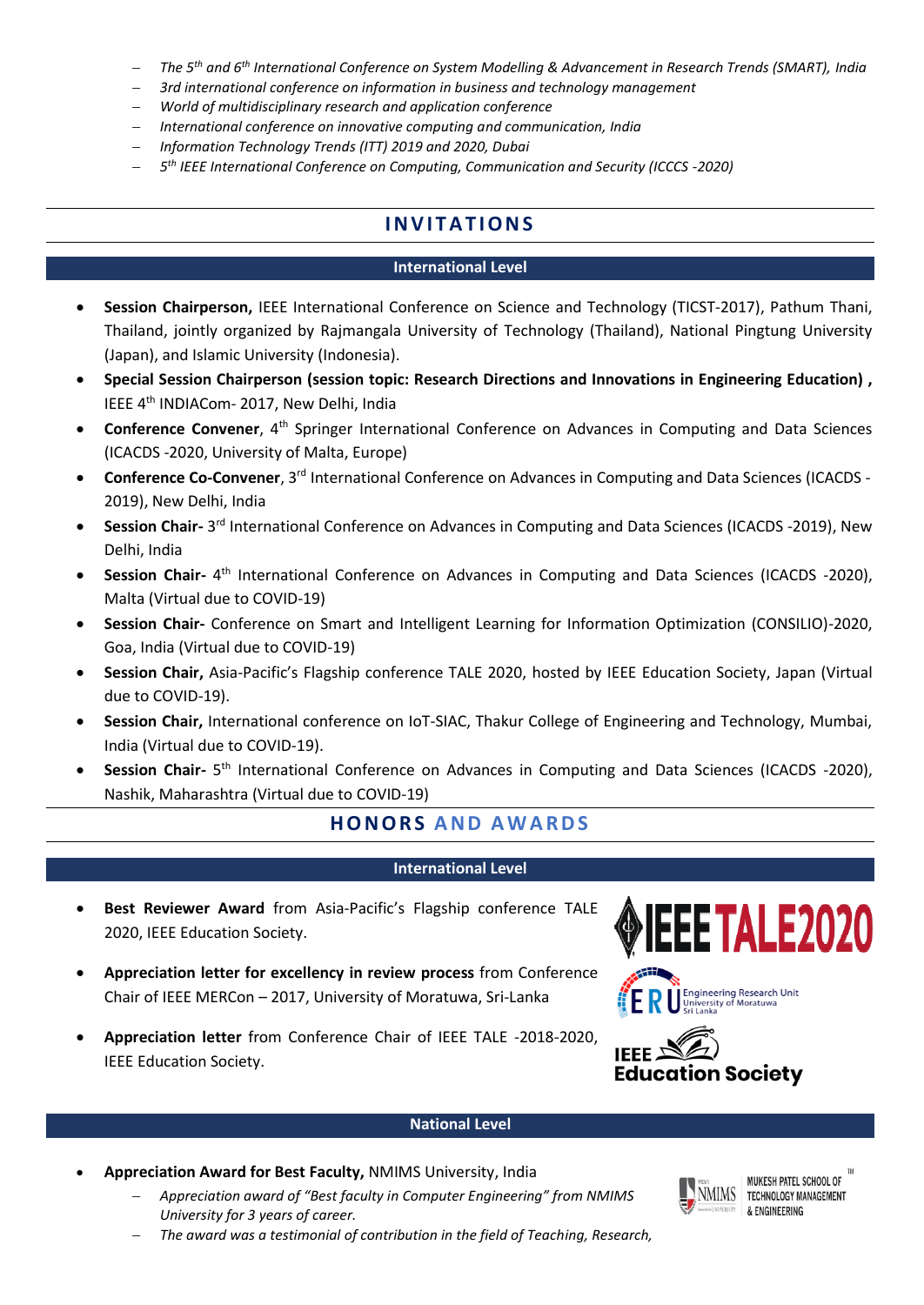- *The 5th and 6th International Conference on System Modelling & Advancement in Research Trends (SMART), India*
- *3rd international conference on information in business and technology management*
- *World of multidisciplinary research and application conference*
- *International conference on innovative computing and communication, India*
- *Information Technology Trends (ITT) 2019 and 2020, Dubai*
- *5th IEEE International Conference on Computing, Communication and Security (ICCCS -2020)*

## INVITATIONS

### International Level

- **Session Chairperson,** IEEE International Conference on Science and Technology (TICST-2017), Pathum Thani, Thailand, jointly organized by Rajmangala University of Technology (Thailand), National Pingtung University (Japan), and Islamic University (Indonesia).
- **Special Session Chairperson (session topic: Research Directions and Innovations in Engineering Education) ,** IEEE 4th INDIACom- 2017, New Delhi, India
- **Conference Convener**, 4th Springer International Conference on Advances in Computing and Data Sciences (ICACDS -2020, University of Malta, Europe)
- **Conference Co-Convener**, 3rd International Conference on Advances in Computing and Data Sciences (ICACDS -2019), New Delhi, India
- **Session Chair-** 3rd International Conference on Advances in Computing and Data Sciences (ICACDS -2019), New Delhi, India
- **Session Chair-** 4th International Conference on Advances in Computing and Data Sciences (ICACDS -2020), Malta (Virtual due to COVID-19)
- **Session Chair-** Conference on Smart and Intelligent Learning for Information Optimization (CONSILIO)-2020, Goa, India (Virtual due to COVID-19)
- **Session Chair,** Asia-Pacific's Flagship conference TALE 2020, hosted by IEEE Education Society, Japan (Virtual due to COVID-19).
- **Session Chair,** International conference on IoT-SIAC, Thakur College of Engineering and Technology, Mumbai, India (Virtual due to COVID-19).
- **Session Chair-** 5th International Conference on Advances in Computing and Data Sciences (ICACDS -2020), Nashik, Maharashtra (Virtual due to COVID-19)

## HONORS AND AWARDS

### International Level

- **Best Reviewer Award** from Asia-Pacific's Flagship conference TALE 2020, IEEE Education Society.
- **Appreciation letter for excellency in review process** from Conference Chair of IEEE MERCon – 2017, University of Moratuwa, Sri-Lanka
- **Appreciation letter** from Conference Chair of IEEE TALE -2018-2020, IEEE Education Society.

### National Level

- **Appreciation Award for Best Faculty,** NMIMS University, India
  - *Appreciation award of "Best faculty in Computer Engineering" from NMIMS University for 3 years of career.*
  - *The award was a testimonial of contribution in the field of Teaching, Research,*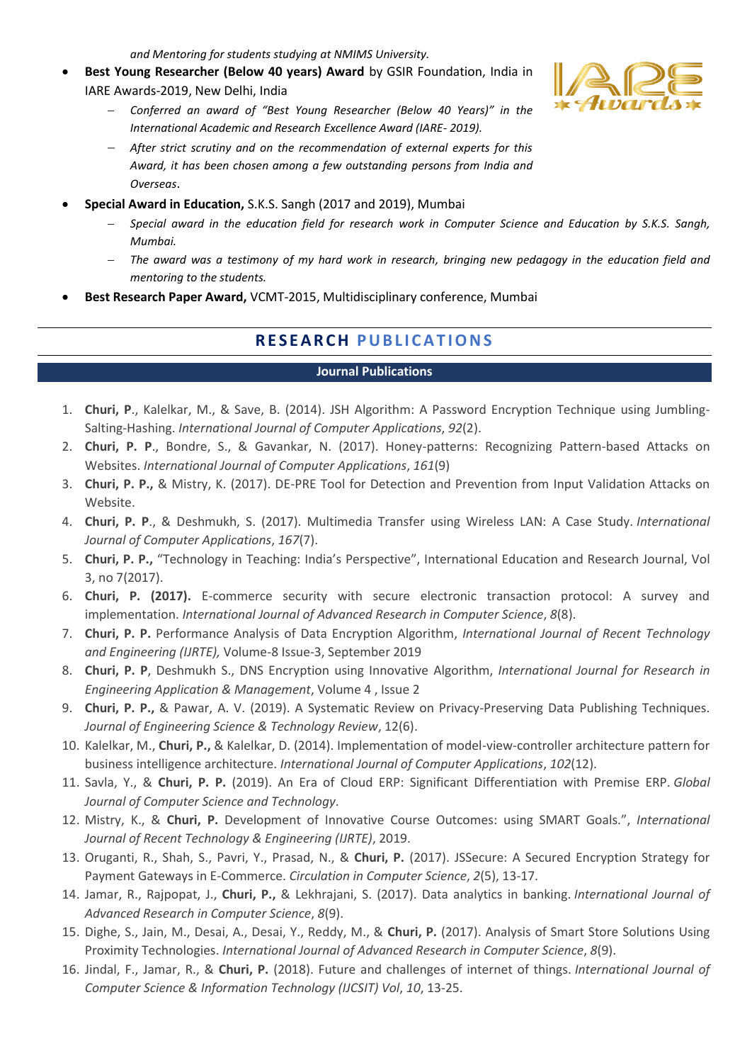*and Mentoring for students studying at NMIMS University.*

- **Best Young Researcher (Below 40 years) Award** by GSIR Foundation, India in IARE Awards-2019, New Delhi, India
  - *Conferred an award of "Best Young Researcher (Below 40 Years)" in the International Academic and Research Excellence Award (IARE- 2019).*
  - *After strict scrutiny and on the recommendation of external experts for this Award, it has been chosen among a few outstanding persons from India and Overseas*.
- **Special Award in Education,** S.K.S. Sangh (2017 and 2019), Mumbai
  - *Special award in the education field for research work in Computer Science and Education by S.K.S. Sangh, Mumbai.*
  - *The award was a testimony of my hard work in research, bringing new pedagogy in the education field and mentoring to the students.*
- **Best Research Paper Award,** VCMT-2015, Multidisciplinary conference, Mumbai

## RESEARCH PUBLICATIONS

### Journal Publications

1. **Churi, P**., Kalelkar, M., & Save, B. (2014). JSH Algorithm: A Password Encryption Technique using Jumbling-Salting-Hashing. *International Journal of Computer Applications*, *92*(2).
2. **Churi, P. P**., Bondre, S., & Gavankar, N. (2017). Honey-patterns: Recognizing Pattern-based Attacks on Websites. *International Journal of Computer Applications*, *161*(9)
3. **Churi, P. P.,** & Mistry, K. (2017). DE-PRE Tool for Detection and Prevention from Input Validation Attacks on Website.
4. **Churi, P. P**., & Deshmukh, S. (2017). Multimedia Transfer using Wireless LAN: A Case Study. *International Journal of Computer Applications*, *167*(7).
5. **Churi, P. P.,** "Technology in Teaching: India's Perspective", International Education and Research Journal, Vol 3, no 7(2017).
6. **Churi, P. (2017).** E-commerce security with secure electronic transaction protocol: A survey and implementation. *International Journal of Advanced Research in Computer Science*, *8*(8).
7. **Churi, P. P.** Performance Analysis of Data Encryption Algorithm, *International Journal of Recent Technology and Engineering (IJRTE),* Volume-8 Issue-3, September 2019
8. **Churi, P. P**, Deshmukh S., DNS Encryption using Innovative Algorithm, *International Journal for Research in Engineering Application & Management*, Volume 4 , Issue 2
9. **Churi, P. P.,** & Pawar, A. V. (2019). A Systematic Review on Privacy-Preserving Data Publishing Techniques. *Journal of Engineering Science & Technology Review*, 12(6).
10. Kalelkar, M., **Churi, P.,** & Kalelkar, D. (2014). Implementation of model-view-controller architecture pattern for business intelligence architecture. *International Journal of Computer Applications*, *102*(12).
11. Savla, Y., & **Churi, P. P.** (2019). An Era of Cloud ERP: Significant Differentiation with Premise ERP. *Global Journal of Computer Science and Technology*.
12. Mistry, K., & **Churi, P.** Development of Innovative Course Outcomes: using SMART Goals.", *International Journal of Recent Technology & Engineering (IJRTE)*, 2019.
13. Oruganti, R., Shah, S., Pavri, Y., Prasad, N., & **Churi, P.** (2017). JSSecure: A Secured Encryption Strategy for Payment Gateways in E-Commerce. *Circulation in Computer Science*, *2*(5), 13-17.
14. Jamar, R., Rajpopat, J., **Churi, P.,** & Lekhrajani, S. (2017). Data analytics in banking. *International Journal of Advanced Research in Computer Science*, *8*(9).
15. Dighe, S., Jain, M., Desai, A., Desai, Y., Reddy, M., & **Churi, P.** (2017). Analysis of Smart Store Solutions Using Proximity Technologies. *International Journal of Advanced Research in Computer Science*, *8*(9).
16. Jindal, F., Jamar, R., & **Churi, P.** (2018). Future and challenges of internet of things. *International Journal of Computer Science & Information Technology (IJCSIT) Vol*, *10*, 13-25.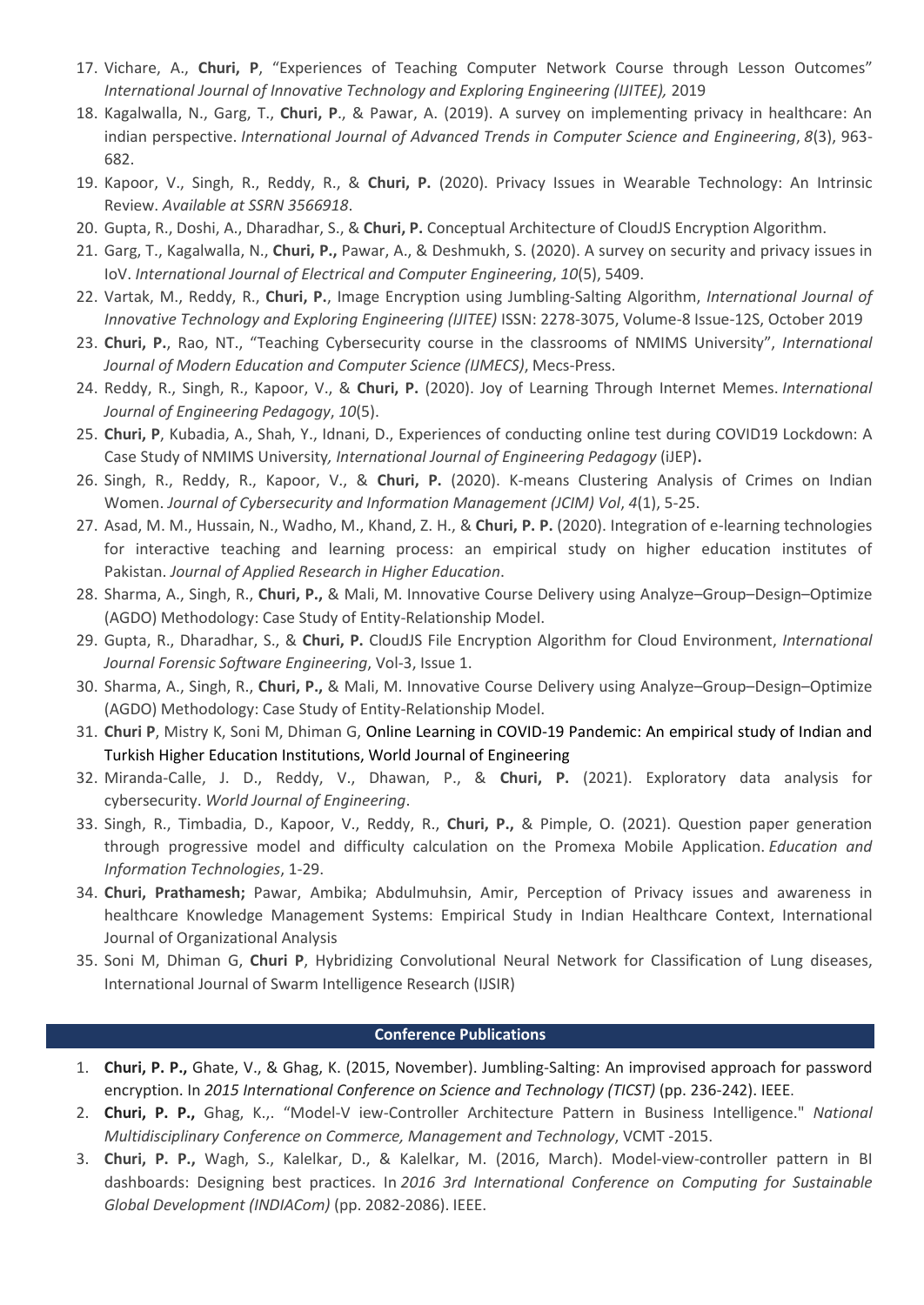17. Vichare, A., **Churi, P**, "Experiences of Teaching Computer Network Course through Lesson Outcomes" *International Journal of Innovative Technology and Exploring Engineering (IJITEE),* 2019
18. Kagalwalla, N., Garg, T., **Churi, P**., & Pawar, A. (2019). A survey on implementing privacy in healthcare: An indian perspective. *International Journal of Advanced Trends in Computer Science and Engineering*, *8*(3), 963-682.
19. Kapoor, V., Singh, R., Reddy, R., & **Churi, P.** (2020). Privacy Issues in Wearable Technology: An Intrinsic Review. *Available at SSRN 3566918*.
20. Gupta, R., Doshi, A., Dharadhar, S., & **Churi, P.** Conceptual Architecture of CloudJS Encryption Algorithm.
21. Garg, T., Kagalwalla, N., **Churi, P.,** Pawar, A., & Deshmukh, S. (2020). A survey on security and privacy issues in IoV. *International Journal of Electrical and Computer Engineering*, *10*(5), 5409.
22. Vartak, M., Reddy, R., **Churi, P.**, Image Encryption using Jumbling-Salting Algorithm, *International Journal of Innovative Technology and Exploring Engineering (IJITEE)* ISSN: 2278-3075, Volume-8 Issue-12S, October 2019
23. **Churi, P.**, Rao, NT., "Teaching Cybersecurity course in the classrooms of NMIMS University", *International Journal of Modern Education and Computer Science (IJMECS)*, Mecs-Press.
24. Reddy, R., Singh, R., Kapoor, V., & **Churi, P.** (2020). Joy of Learning Through Internet Memes. *International Journal of Engineering Pedagogy*, *10*(5).
25. **Churi, P**, Kubadia, A., Shah, Y., Idnani, D., Experiences of conducting online test during COVID19 Lockdown: A Case Study of NMIMS University*, International Journal of Engineering Pedagogy* (iJEP)**.**
26. Singh, R., Reddy, R., Kapoor, V., & **Churi, P.** (2020). K-means Clustering Analysis of Crimes on Indian Women. *Journal of Cybersecurity and Information Management (JCIM) Vol*, *4*(1), 5-25.
27. Asad, M. M., Hussain, N., Wadho, M., Khand, Z. H., & **Churi, P. P.** (2020). Integration of e-learning technologies for interactive teaching and learning process: an empirical study on higher education institutes of Pakistan. *Journal of Applied Research in Higher Education*.
28. Sharma, A., Singh, R., **Churi, P.,** & Mali, M. Innovative Course Delivery using Analyze–Group–Design–Optimize (AGDO) Methodology: Case Study of Entity-Relationship Model.
29. Gupta, R., Dharadhar, S., & **Churi, P.** CloudJS File Encryption Algorithm for Cloud Environment, *International Journal Forensic Software Engineering*, Vol-3, Issue 1.
30. Sharma, A., Singh, R., **Churi, P.,** & Mali, M. Innovative Course Delivery using Analyze–Group–Design–Optimize (AGDO) Methodology: Case Study of Entity-Relationship Model.
31. **Churi P**, Mistry K, Soni M, Dhiman G, Online Learning in COVID-19 Pandemic: An empirical study of Indian and Turkish Higher Education Institutions, World Journal of Engineering
32. Miranda-Calle, J. D., Reddy, V., Dhawan, P., & **Churi, P.** (2021). Exploratory data analysis for cybersecurity. *World Journal of Engineering*.
33. Singh, R., Timbadia, D., Kapoor, V., Reddy, R., **Churi, P.,** & Pimple, O. (2021). Question paper generation through progressive model and difficulty calculation on the Promexa Mobile Application. *Education and Information Technologies*, 1-29.
34. **Churi, Prathamesh;** Pawar, Ambika; Abdulmuhsin, Amir, Perception of Privacy issues and awareness in healthcare Knowledge Management Systems: Empirical Study in Indian Healthcare Context, International Journal of Organizational Analysis
35. Soni M, Dhiman G, **Churi P**, Hybridizing Convolutional Neural Network for Classification of Lung diseases, International Journal of Swarm Intelligence Research (IJSIR)

## Conference Publications

1. **Churi, P. P.,** Ghate, V., & Ghag, K. (2015, November). Jumbling-Salting: An improvised approach for password encryption. In *2015 International Conference on Science and Technology (TICST)* (pp. 236-242). IEEE.
2. **Churi, P. P.,** Ghag, K.,. "Model-V iew-Controller Architecture Pattern in Business Intelligence." *National Multidisciplinary Conference on Commerce, Management and Technology*, VCMT -2015.
3. **Churi, P. P.,** Wagh, S., Kalelkar, D., & Kalelkar, M. (2016, March). Model-view-controller pattern in BI dashboards: Designing best practices. In *2016 3rd International Conference on Computing for Sustainable Global Development (INDIACom)* (pp. 2082-2086). IEEE.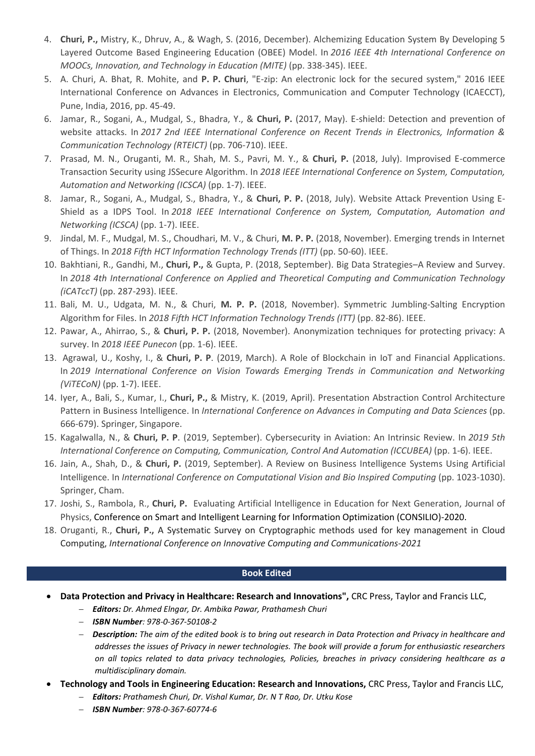4. **Churi, P.,** Mistry, K., Dhruv, A., & Wagh, S. (2016, December). Alchemizing Education System By Developing 5 Layered Outcome Based Engineering Education (OBEE) Model. In *2016 IEEE 4th International Conference on MOOCs, Innovation, and Technology in Education (MITE)* (pp. 338-345). IEEE.
5. A. Churi, A. Bhat, R. Mohite, and **P. P. Churi**, "E-zip: An electronic lock for the secured system," 2016 IEEE International Conference on Advances in Electronics, Communication and Computer Technology (ICAECCT), Pune, India, 2016, pp. 45-49.
6. Jamar, R., Sogani, A., Mudgal, S., Bhadra, Y., & **Churi, P.** (2017, May). E-shield: Detection and prevention of website attacks. In *2017 2nd IEEE International Conference on Recent Trends in Electronics, Information & Communication Technology (RTEICT)* (pp. 706-710). IEEE.
7. Prasad, M. N., Oruganti, M. R., Shah, M. S., Pavri, M. Y., & **Churi, P.** (2018, July). Improvised E-commerce Transaction Security using JSSecure Algorithm. In *2018 IEEE International Conference on System, Computation, Automation and Networking (ICSCA)* (pp. 1-7). IEEE.
8. Jamar, R., Sogani, A., Mudgal, S., Bhadra, Y., & **Churi, P. P.** (2018, July). Website Attack Prevention Using E-Shield as a IDPS Tool. In *2018 IEEE International Conference on System, Computation, Automation and Networking (ICSCA)* (pp. 1-7). IEEE.
9. Jindal, M. F., Mudgal, M. S., Choudhari, M. V., & Churi, **M. P. P.** (2018, November). Emerging trends in Internet of Things. In *2018 Fifth HCT Information Technology Trends (ITT)* (pp. 50-60). IEEE.
10. Bakhtiani, R., Gandhi, M., **Churi, P.,** & Gupta, P. (2018, September). Big Data Strategies–A Review and Survey. In *2018 4th International Conference on Applied and Theoretical Computing and Communication Technology (iCATccT)* (pp. 287-293). IEEE.
11. Bali, M. U., Udgata, M. N., & Churi, **M. P. P.** (2018, November). Symmetric Jumbling-Salting Encryption Algorithm for Files. In *2018 Fifth HCT Information Technology Trends (ITT)* (pp. 82-86). IEEE.
12. Pawar, A., Ahirrao, S., & **Churi, P. P.** (2018, November). Anonymization techniques for protecting privacy: A survey. In *2018 IEEE Punecon* (pp. 1-6). IEEE.
13. Agrawal, U., Koshy, I., & **Churi, P. P**. (2019, March). A Role of Blockchain in IoT and Financial Applications. In *2019 International Conference on Vision Towards Emerging Trends in Communication and Networking (ViTECoN)* (pp. 1-7). IEEE.
14. Iyer, A., Bali, S., Kumar, I., **Churi, P.,** & Mistry, K. (2019, April). Presentation Abstraction Control Architecture Pattern in Business Intelligence. In *International Conference on Advances in Computing and Data Sciences* (pp. 666-679). Springer, Singapore.
15. Kagalwalla, N., & **Churi, P. P**. (2019, September). Cybersecurity in Aviation: An Intrinsic Review. In *2019 5th International Conference on Computing, Communication, Control And Automation (ICCUBEA)* (pp. 1-6). IEEE.
16. Jain, A., Shah, D., & **Churi, P.** (2019, September). A Review on Business Intelligence Systems Using Artificial Intelligence. In *International Conference on Computational Vision and Bio Inspired Computing* (pp. 1023-1030). Springer, Cham.
17. Joshi, S., Rambola, R., **Churi, P.** Evaluating Artificial Intelligence in Education for Next Generation, Journal of Physics, Conference on Smart and Intelligent Learning for Information Optimization (CONSILIO)-2020.
18. Oruganti, R., **Churi, P.,** A Systematic Survey on Cryptographic methods used for key management in Cloud Computing, *International Conference on Innovative Computing and Communications-2021*

## Book Edited

- **Data Protection and Privacy in Healthcare: Research and Innovations",** CRC Press, Taylor and Francis LLC,
  - ***Editors:*** *Dr. Ahmed Elngar, Dr. Ambika Pawar, Prathamesh Churi*
  - ***ISBN Number****: 978-0-367-50108-2*
  - ***Description:*** *The aim of the edited book is to bring out research in Data Protection and Privacy in healthcare and addresses the issues of Privacy in newer technologies. The book will provide a forum for enthusiastic researchers on all topics related to data privacy technologies, Policies, breaches in privacy considering healthcare as a multidisciplinary domain.*
- **Technology and Tools in Engineering Education: Research and Innovations,** CRC Press, Taylor and Francis LLC,
  - ***Editors:*** *Prathamesh Churi, Dr. Vishal Kumar, Dr. N T Rao, Dr. Utku Kose*
  - ***ISBN Number****: 978-0-367-60774-6*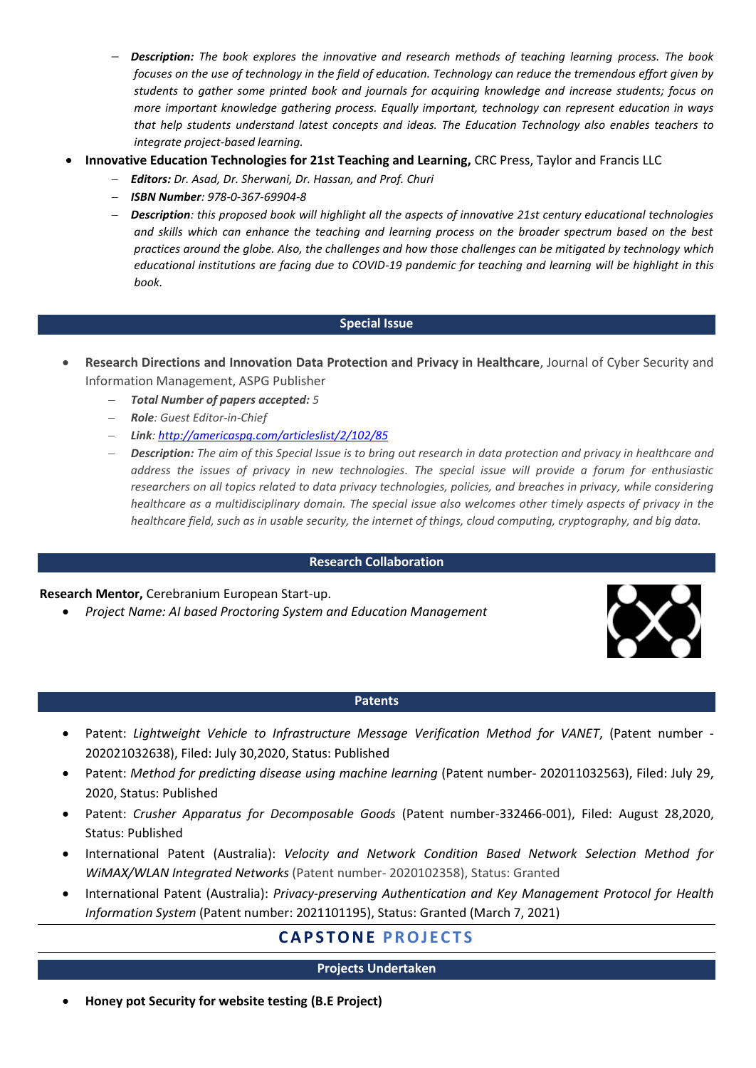- ***Description:*** *The book explores the innovative and research methods of teaching learning process. The book focuses on the use of technology in the field of education. Technology can reduce the tremendous effort given by students to gather some printed book and journals for acquiring knowledge and increase students; focus on more important knowledge gathering process. Equally important, technology can represent education in ways that help students understand latest concepts and ideas. The Education Technology also enables teachers to integrate project-based learning.*

- **Innovative Education Technologies for 21st Teaching and Learning,** CRC Press, Taylor and Francis LLC
  - ***Editors:*** *Dr. Asad, Dr. Sherwani, Dr. Hassan, and Prof. Churi*
  - ***ISBN Number****: 978-0-367-69904-8*
  - ***Description****: this proposed book will highlight all the aspects of innovative 21st century educational technologies and skills which can enhance the teaching and learning process on the broader spectrum based on the best practices around the globe. Also, the challenges and how those challenges can be mitigated by technology which educational institutions are facing due to COVID-19 pandemic for teaching and learning will be highlight in this book.*

## Special Issue

- **Research Directions and Innovation Data Protection and Privacy in Healthcare**, Journal of Cyber Security and Information Management, ASPG Publisher
  - ***Total Number of papers accepted:*** *5*
  - ***Role****: Guest Editor-in-Chief*
  - ***Link****: [http://americaspg.com/articleslist/2/102/85](http://americaspg.com/articleslist/2/102/85)*
  - ***Description:*** *The aim of this Special Issue is to bring out research in data protection and privacy in healthcare and address the issues of privacy in new technologies. The special issue will provide a forum for enthusiastic researchers on all topics related to data privacy technologies, policies, and breaches in privacy, while considering healthcare as a multidisciplinary domain. The special issue also welcomes other timely aspects of privacy in the healthcare field, such as in usable security, the internet of things, cloud computing, cryptography, and big data.*

## Research Collaboration

**Research Mentor,** Cerebranium European Start-up.

- *Project Name: AI based Proctoring System and Education Management*

## Patents

- Patent: *Lightweight Vehicle to Infrastructure Message Verification Method for VANET*, (Patent number - 202021032638), Filed: July 30,2020, Status: Published
- Patent: *Method for predicting disease using machine learning* (Patent number- 202011032563), Filed: July 29, 2020, Status: Published
- Patent: *Crusher Apparatus for Decomposable Goods* (Patent number-332466-001), Filed: August 28,2020, Status: Published
- International Patent (Australia): *Velocity and Network Condition Based Network Selection Method for WiMAX/WLAN Integrated Networks* (Patent number- 2020102358), Status: Granted
- International Patent (Australia): *Privacy-preserving Authentication and Key Management Protocol for Health Information System* (Patent number: 2021101195), Status: Granted (March 7, 2021)

# CAPSTONE PROJECTS

## Projects Undertaken

- **Honey pot Security for website testing (B.E Project)**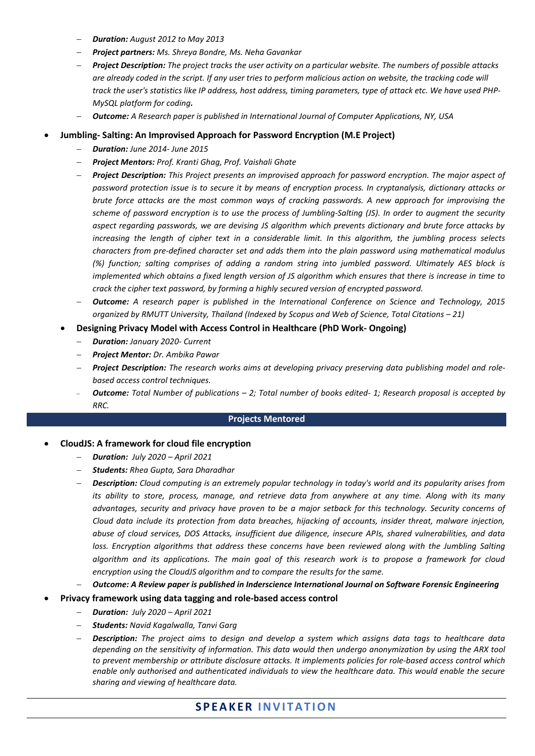- ***Duration:*** *August 2012 to May 2013*
- ***Project partners:*** *Ms. Shreya Bondre, Ms. Neha Gavankar*
- ***Project Description:*** *The project tracks the user activity on a particular website. The numbers of possible attacks are already coded in the script. If any user tries to perform malicious action on website, the tracking code will track the user's statistics like IP address, host address, timing parameters, type of attack etc. We have used PHP-MySQL platform for coding.*
- ***Outcome:*** *A Research paper is published in International Journal of Computer Applications, NY, USA*

- **Jumbling- Salting: An Improvised Approach for Password Encryption (M.E Project)**
  - ***Duration:*** *June 2014- June 2015*
  - ***Project Mentors:*** *Prof. Kranti Ghag, Prof. Vaishali Ghate*
  - ***Project Description:*** *This Project presents an improvised approach for password encryption. The major aspect of password protection issue is to secure it by means of encryption process. In cryptanalysis, dictionary attacks or brute force attacks are the most common ways of cracking passwords. A new approach for improvising the scheme of password encryption is to use the process of Jumbling-Salting (JS). In order to augment the security aspect regarding passwords, we are devising JS algorithm which prevents dictionary and brute force attacks by increasing the length of cipher text in a considerable limit. In this algorithm, the jumbling process selects characters from pre-defined character set and adds them into the plain password using mathematical modulus (%) function; salting comprises of adding a random string into jumbled password. Ultimately AES block is implemented which obtains a fixed length version of JS algorithm which ensures that there is increase in time to crack the cipher text password, by forming a highly secured version of encrypted password.*
  - ***Outcome:*** *A research paper is published in the International Conference on Science and Technology, 2015 organized by RMUTT University, Thailand (Indexed by Scopus and Web of Science, Total Citations – 21)*

- **Designing Privacy Model with Access Control in Healthcare (PhD Work- Ongoing)**
  - ***Duration:*** *January 2020- Current*
  - ***Project Mentor:*** *Dr. Ambika Pawar*
  - ***Project Description:*** *The research works aims at developing privacy preserving data publishing model and role-based access control techniques.*
  - ***Outcome:*** *Total Number of publications – 2; Total number of books edited- 1; Research proposal is accepted by RRC.*

## Projects Mentored

- **CloudJS: A framework for cloud file encryption**
  - ***Duration:*** *July 2020 – April 2021*
  - ***Students:*** *Rhea Gupta, Sara Dharadhar*
  - ***Description:*** *Cloud computing is an extremely popular technology in today's world and its popularity arises from its ability to store, process, manage, and retrieve data from anywhere at any time. Along with its many advantages, security and privacy have proven to be a major setback for this technology. Security concerns of Cloud data include its protection from data breaches, hijacking of accounts, insider threat, malware injection, abuse of cloud services, DOS Attacks, insufficient due diligence, insecure APIs, shared vulnerabilities, and data loss. Encryption algorithms that address these concerns have been reviewed along with the Jumbling Salting algorithm and its applications. The main goal of this research work is to propose a framework for cloud encryption using the CloudJS algorithm and to compare the results for the same.*
  - ***Outcome: A Review paper is published in Inderscience International Journal on Software Forensic Engineering***

- **Privacy framework using data tagging and role-based access control**
  - ***Duration:*** *July 2020 – April 2021*
  - ***Students:*** *Navid Kagalwalla, Tanvi Garg*
  - ***Description:*** *The project aims to design and develop a system which assigns data tags to healthcare data depending on the sensitivity of information. This data would then undergo anonymization by using the ARX tool to prevent membership or attribute disclosure attacks. It implements policies for role-based access control which enable only authorised and authenticated individuals to view the healthcare data. This would enable the secure sharing and viewing of healthcare data.*

## SPEAKER INVITATION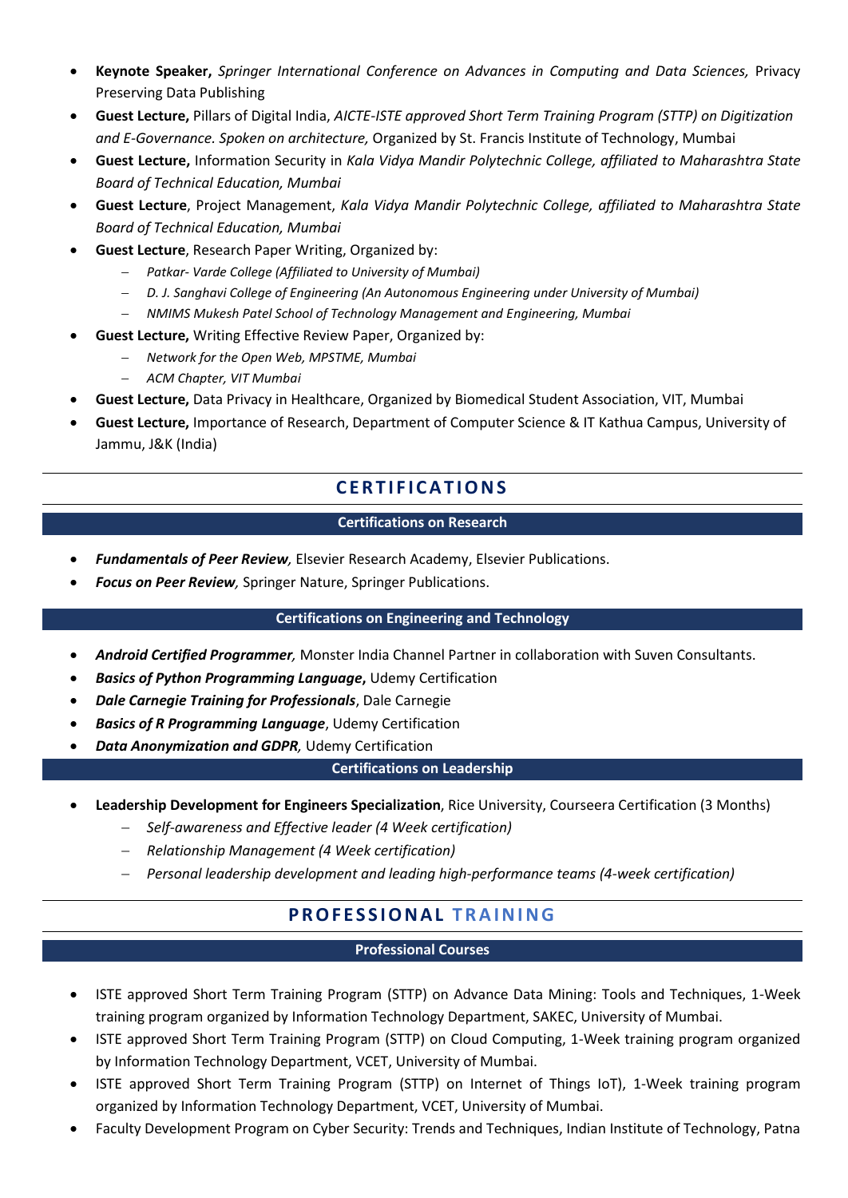- **Keynote Speaker,** *Springer International Conference on Advances in Computing and Data Sciences,* Privacy Preserving Data Publishing
- **Guest Lecture,** Pillars of Digital India, *AICTE-ISTE approved Short Term Training Program (STTP) on Digitization and E-Governance. Spoken on architecture,* Organized by St. Francis Institute of Technology, Mumbai
- **Guest Lecture,** Information Security in *Kala Vidya Mandir Polytechnic College, affiliated to Maharashtra State Board of Technical Education, Mumbai*
- **Guest Lecture**, Project Management, *Kala Vidya Mandir Polytechnic College, affiliated to Maharashtra State Board of Technical Education, Mumbai*
- **Guest Lecture**, Research Paper Writing, Organized by:
  - *Patkar- Varde College (Affiliated to University of Mumbai)*
  - *D. J. Sanghavi College of Engineering (An Autonomous Engineering under University of Mumbai)*
  - *NMIMS Mukesh Patel School of Technology Management and Engineering, Mumbai*
- **Guest Lecture,** Writing Effective Review Paper, Organized by:
  - *Network for the Open Web, MPSTME, Mumbai*
  - *ACM Chapter, VIT Mumbai*
- **Guest Lecture,** Data Privacy in Healthcare, Organized by Biomedical Student Association, VIT, Mumbai
- **Guest Lecture,** Importance of Research, Department of Computer Science & IT Kathua Campus, University of Jammu, J&K (India)

## CERTIFICATIONS

### Certifications on Research

- ***Fundamentals of Peer Review,*** Elsevier Research Academy, Elsevier Publications.
- ***Focus on Peer Review,*** Springer Nature, Springer Publications.

### Certifications on Engineering and Technology

- ***Android Certified Programmer,*** Monster India Channel Partner in collaboration with Suven Consultants.
- ***Basics of Python Programming Language*****,** Udemy Certification
- ***Dale Carnegie Training for Professionals***, Dale Carnegie
- ***Basics of R Programming Language***, Udemy Certification
- ***Data Anonymization and GDPR,*** Udemy Certification

### Certifications on Leadership

- **Leadership Development for Engineers Specialization**, Rice University, Courseera Certification (3 Months)
  - *Self-awareness and Effective leader (4 Week certification)*
  - *Relationship Management (4 Week certification)*
  - *Personal leadership development and leading high-performance teams (4-week certification)*

## PROFESSIONAL TRAINING

### Professional Courses

- ISTE approved Short Term Training Program (STTP) on Advance Data Mining: Tools and Techniques, 1-Week training program organized by Information Technology Department, SAKEC, University of Mumbai.
- ISTE approved Short Term Training Program (STTP) on Cloud Computing, 1-Week training program organized by Information Technology Department, VCET, University of Mumbai.
- ISTE approved Short Term Training Program (STTP) on Internet of Things IoT), 1-Week training program organized by Information Technology Department, VCET, University of Mumbai.
- Faculty Development Program on Cyber Security: Trends and Techniques, Indian Institute of Technology, Patna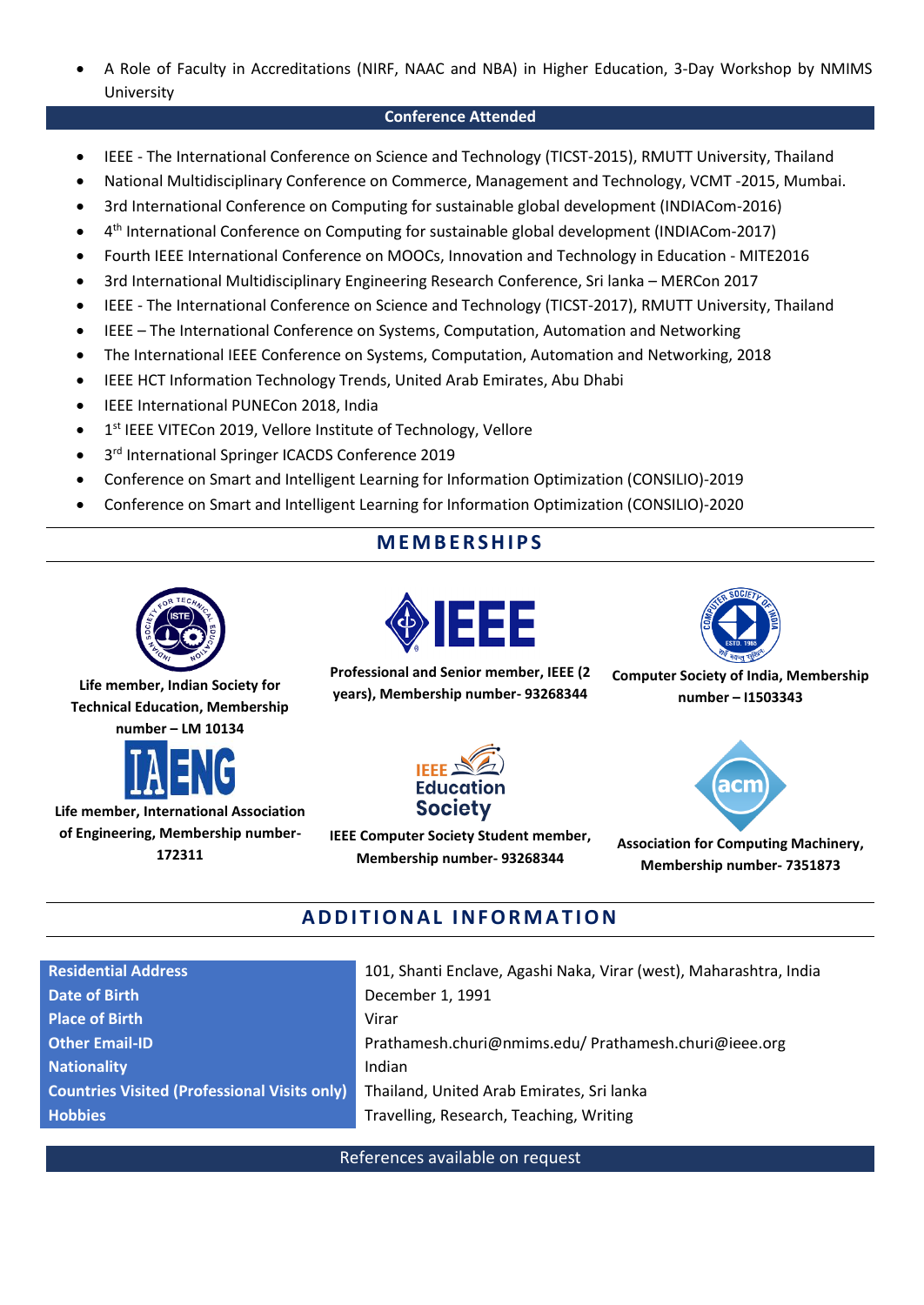- A Role of Faculty in Accreditations (NIRF, NAAC and NBA) in Higher Education, 3-Day Workshop by NMIMS University

## Conference Attended

- IEEE - The International Conference on Science and Technology (TICST-2015), RMUTT University, Thailand
- National Multidisciplinary Conference on Commerce, Management and Technology, VCMT -2015, Mumbai.
- 3rd International Conference on Computing for sustainable global development (INDIACom-2016)
- 4th International Conference on Computing for sustainable global development (INDIACom-2017)
- Fourth IEEE International Conference on MOOCs, Innovation and Technology in Education - MITE2016
- 3rd International Multidisciplinary Engineering Research Conference, Sri lanka – MERCon 2017
- IEEE - The International Conference on Science and Technology (TICST-2017), RMUTT University, Thailand
- IEEE – The International Conference on Systems, Computation, Automation and Networking
- The International IEEE Conference on Systems, Computation, Automation and Networking, 2018
- IEEE HCT Information Technology Trends, United Arab Emirates, Abu Dhabi
- IEEE International PUNECon 2018, India
- 1st IEEE VITECon 2019, Vellore Institute of Technology, Vellore
- 3rd International Springer ICACDS Conference 2019
- Conference on Smart and Intelligent Learning for Information Optimization (CONSILIO)-2019
- Conference on Smart and Intelligent Learning for Information Optimization (CONSILIO)-2020

## MEMBERSHIPS

**Life member, Indian Society for Technical Education, Membership number – LM 10134**

**Professional and Senior member, IEEE (2 years), Membership number- 93268344**

**Computer Society of India, Membership number – I1503343**

**Life member, International Association of Engineering, Membership number- 172311**

**IEEE Computer Society Student member, Membership number- 93268344**

**Association for Computing Machinery, Membership number- 7351873**

## ADDITIONAL INFORMATION

| | |
|---|---|
| **Residential Address** | 101, Shanti Enclave, Agashi Naka, Virar (west), Maharashtra, India |
| **Date of Birth** | December 1, 1991 |
| **Place of Birth** | Virar |
| **Other Email-ID** | Prathamesh.churi@nmims.edu/ Prathamesh.churi@ieee.org |
| **Nationality** | Indian |
| **Countries Visited (Professional Visits only)** | Thailand, United Arab Emirates, Sri lanka |
| **Hobbies** | Travelling, Research, Teaching, Writing |

References available on request